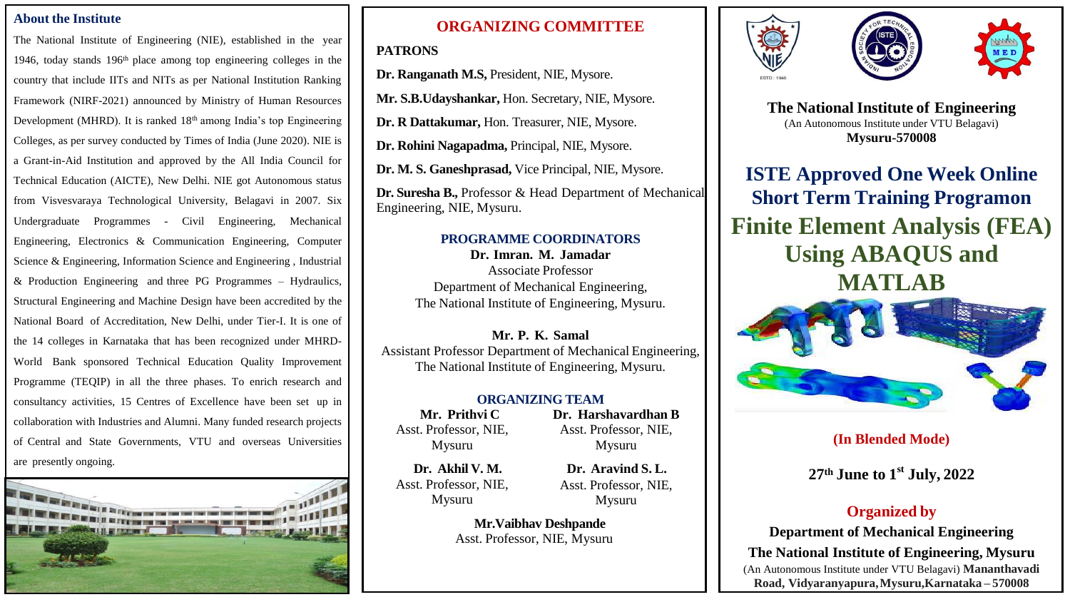## About the Institute

The National Institute of Engineering (NIE), established in the year 1946, today stands 196th place among top engineering colleges in the country that include IITs and NITs as per National Institution Ranking Framework (NIRF-2021) announced by Ministry of Human Resources Development (MHRD). It is ranked 18th among India's top Engineering Colleges, as per survey conducted by Times of India (June 2020). NIE is a Grant-in-Aid Institution and approved by the All India Council for Technical Education (AICTE), New Delhi. NIE got Autonomous status from Visvesvaraya Technological University, Belagavi in 2007. Six Undergraduate Programmes - Civil Engineering, Mechanical Engineering, Electronics & Communication Engineering, Computer Science & Engineering, Information Science and Engineering , Industrial & Production Engineering and three PG Programmes – Hydraulics, Structural Engineering and Machine Design have been accredited by the National Board of Accreditation, New Delhi, under Tier-I. It is one of the 14 colleges in Karnataka that has been recognized under MHRD-World Bank sponsored Technical Education Quality Improvement Programme (TEQIP) in all the three phases. To enrich research and consultancy activities, 15 Centres of Excellence have been set up in collaboration with Industries and Alumni. Many funded research projects of Central and State Governments, VTU and overseas Universities are presently ongoing.

## ORGANIZING COMMITTEE

**PATRONS**

**Dr. Ranganath M.S,** President, NIE, Mysore.

**Mr. S.B.Udayshankar,** Hon. Secretary, NIE, Mysore.

**Dr. R Dattakumar,** Hon. Treasurer, NIE, Mysore.

**Dr. Rohini Nagapadma,** Principal, NIE, Mysore.

**Dr. M. S. Ganeshprasad,** Vice Principal, NIE, Mysore.

**Dr. Suresha B.,** Professor & Head Department of Mechanical Engineering, NIE, Mysuru.

### PROGRAMME COORDINATORS

**Dr. Imran. M. Jamadar**
Associate Professor
Department of Mechanical Engineering,
The National Institute of Engineering, Mysuru.

**Mr. P. K. Samal**
Assistant Professor Department of Mechanical Engineering,
The National Institute of Engineering, Mysuru.

### ORGANIZING TEAM

**Mr. Prithvi C**
Asst. Professor, NIE, Mysuru

**Dr. Harshavardhan B**
Asst. Professor, NIE, Mysuru

**Dr. Akhil V. M.**
Asst. Professor, NIE, Mysuru

**Dr. Aravind S. L.**
Asst. Professor, NIE, Mysuru

**Mr.Vaibhav Deshpande**
Asst. Professor, NIE, Mysuru

**The National Institute of Engineering**
(An Autonomous Institute under VTU Belagavi)
**Mysuru-570008**

# ISTE Approved One Week Online Short Term Training Programon

# Finite Element Analysis (FEA) Using ABAQUS and MATLAB

**(In Blended Mode)**

**27th June to 1st July, 2022**

**Organized by**

**Department of Mechanical Engineering**

**The National Institute of Engineering, Mysuru**

(An Autonomous Institute under VTU Belagavi) **Mananthavadi Road, Vidyaranyapura,Mysuru,Karnataka – 570008**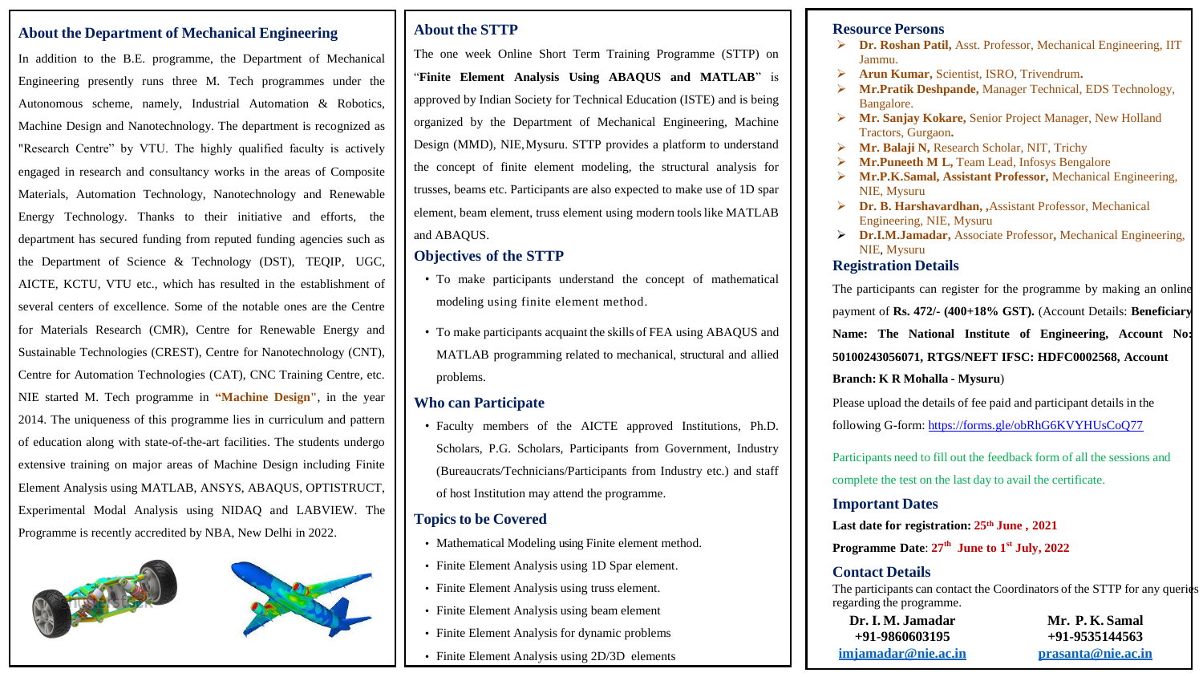## About the Department of Mechanical Engineering

In addition to the B.E. programme, the Department of Mechanical Engineering presently runs three M. Tech programmes under the Autonomous scheme, namely, Industrial Automation & Robotics, Machine Design and Nanotechnology. The department is recognized as "Research Centre" by VTU. The highly qualified faculty is actively engaged in research and consultancy works in the areas of Composite Materials, Automation Technology, Nanotechnology and Renewable Energy Technology. Thanks to their initiative and efforts, the department has secured funding from reputed funding agencies such as the Department of Science & Technology (DST), TEQIP, UGC, AICTE, KCTU, VTU etc., which has resulted in the establishment of several centers of excellence. Some of the notable ones are the Centre for Materials Research (CMR), Centre for Renewable Energy and Sustainable Technologies (CREST), Centre for Nanotechnology (CNT), Centre for Automation Technologies (CAT), CNC Training Centre, etc. NIE started M. Tech programme in **"Machine Design"**, in the year 2014. The uniqueness of this programme lies in curriculum and pattern of education along with state-of-the-art facilities. The students undergo extensive training on major areas of Machine Design including Finite Element Analysis using MATLAB, ANSYS, ABAQUS, OPTISTRUCT, Experimental Modal Analysis using NIDAQ and LABVIEW. The Programme is recently accredited by NBA, New Delhi in 2022.

## About the STTP

The one week Online Short Term Training Programme (STTP) on "**Finite Element Analysis Using ABAQUS and MATLAB**" is approved by Indian Society for Technical Education (ISTE) and is being organized by the Department of Mechanical Engineering, Machine Design (MMD), NIE, Mysuru. STTP provides a platform to understand the concept of finite element modeling, the structural analysis for trusses, beams etc. Participants are also expected to make use of 1D spar element, beam element, truss element using modern tools like MATLAB and ABAQUS.

## Objectives of the STTP

- To make participants understand the concept of mathematical modeling using finite element method.
- To make participants acquaint the skills of FEA using ABAQUS and MATLAB programming related to mechanical, structural and allied problems.

## Who can Participate

- Faculty members of the AICTE approved Institutions, Ph.D. Scholars, P.G. Scholars, Participants from Government, Industry (Bureaucrats/Technicians/Participants from Industry etc.) and staff of host Institution may attend the programme.

## Topics to be Covered

- Mathematical Modeling using Finite element method.
- Finite Element Analysis using 1D Spar element.
- Finite Element Analysis using truss element.
- Finite Element Analysis using beam element
- Finite Element Analysis for dynamic problems
- Finite Element Analysis using 2D/3D elements

## Resource Persons

- **Dr. Roshan Patil,** Asst. Professor, Mechanical Engineering, IIT Jammu.
- **Arun Kumar,** Scientist, ISRO, Trivendrum**.**
- **Mr.Pratik Deshpande,** Manager Technical, EDS Technology, Bangalore.
- **Mr. Sanjay Kokare,** Senior Project Manager, New Holland Tractors, Gurgaon**.**
- **Mr. Balaji N,** Research Scholar, NIT, Trichy
- **Mr.Puneeth M L,** Team Lead, Infosys Bengalore
- **Mr.P.K.Samal, Assistant Professor,** Mechanical Engineering, NIE, Mysuru
- **Dr. B. Harshavardhan, ,**Assistant Professor, Mechanical Engineering, NIE, Mysuru
- **Dr.I.M.Jamadar,** Associate Professor**,** Mechanical Engineering, NIE, Mysuru

## Registration Details

The participants can register for the programme by making an online payment of **Rs. 472/- (400+18% GST).** (Account Details: **Beneficiary Name: The National Institute of Engineering, Account No: 50100243056071, RTGS/NEFT IFSC: HDFC0002568, Account Branch: K R Mohalla - Mysuru**)

Please upload the details of fee paid and participant details in the following G-form: https://forms.gle/obRhG6KVYHUsCoQ77

Participants need to fill out the feedback form of all the sessions and complete the test on the last day to avail the certificate.

## Important Dates

**Last date for registration: 25th June , 2021**

**Programme Date**: **27th June to 1st July, 2022**

## Contact Details

The participants can contact the Coordinators of the STTP for any queries regarding the programme.

| Dr. I. M. Jamadar | Mr. P. K. Samal |
| --- | --- |
| +91-9860603195 | +91-9535144563 |
| imjamadar@nie.ac.in | prasanta@nie.ac.in |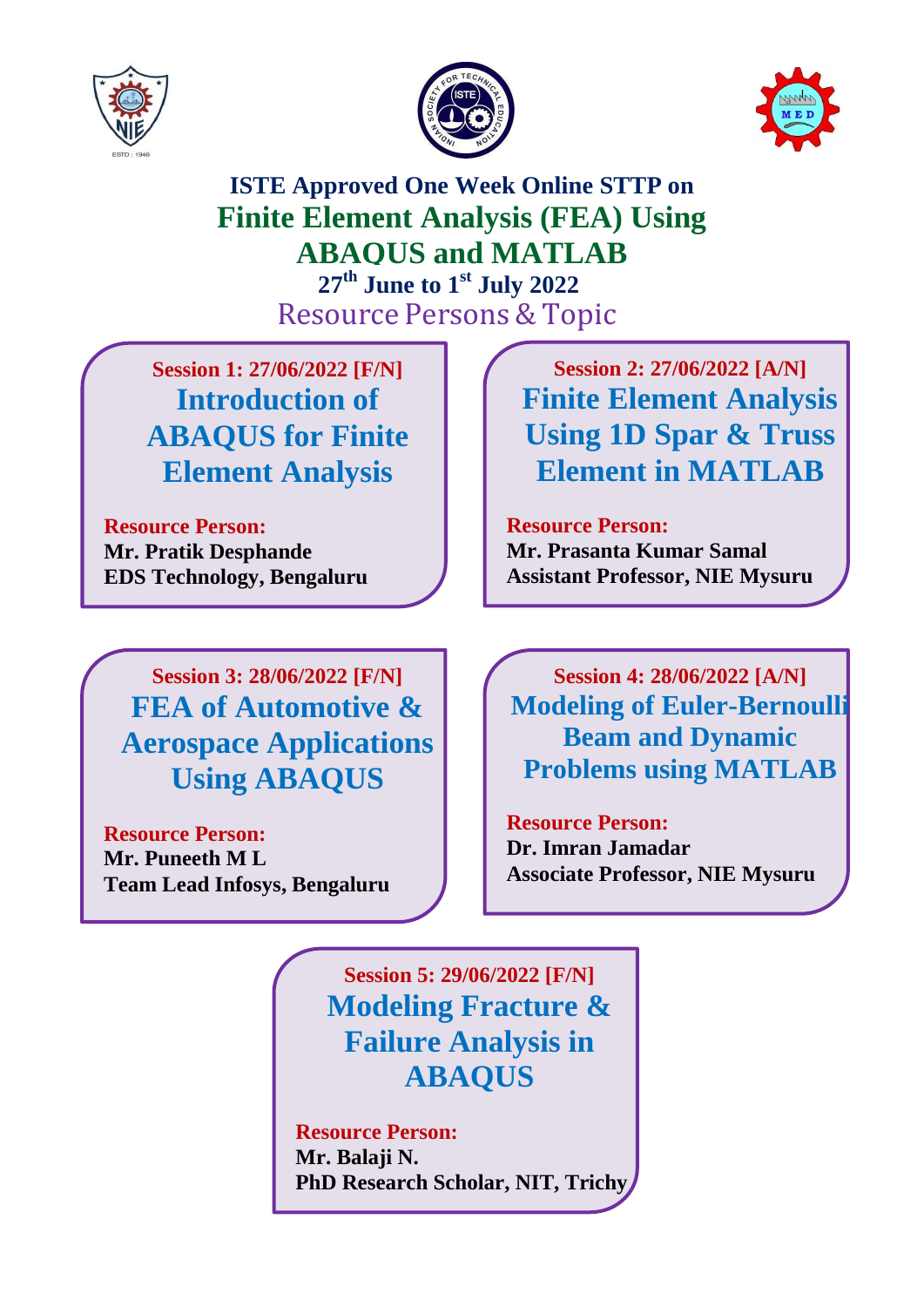### ISTE Approved One Week Online STTP on

# Finite Element Analysis (FEA) Using ABAQUS and MATLAB

**27th June to 1st July 2022**

## Resource Persons & Topic

**Session 1: 27/06/2022 [F/N]**

### Introduction of ABAQUS for Finite Element Analysis

**Resource Person:**
**Mr. Pratik Desphande**
**EDS Technology, Bengaluru**

**Session 2: 27/06/2022 [A/N]**

### Finite Element Analysis Using 1D Spar & Truss Element in MATLAB

**Resource Person:**
**Mr. Prasanta Kumar Samal**
**Assistant Professor, NIE Mysuru**

**Session 3: 28/06/2022 [F/N]**

### FEA of Automotive & Aerospace Applications Using ABAQUS

**Resource Person:**
**Mr. Puneeth M L**
**Team Lead Infosys, Bengaluru**

**Session 4: 28/06/2022 [A/N]**

### Modeling of Euler-Bernoulli Beam and Dynamic Problems using MATLAB

**Resource Person:**
**Dr. Imran Jamadar**
**Associate Professor, NIE Mysuru**

**Session 5: 29/06/2022 [F/N]**

### Modeling Fracture & Failure Analysis in ABAQUS

**Resource Person:**
**Mr. Balaji N.**
**PhD Research Scholar, NIT, Trichy**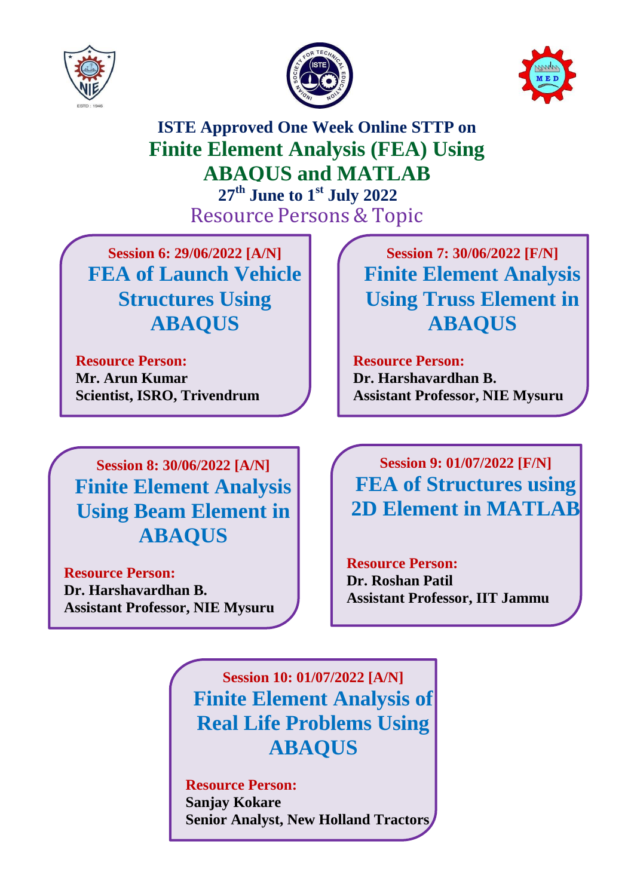### ISTE Approved One Week Online STTP on

# Finite Element Analysis (FEA) Using ABAQUS and MATLAB

### 27th June to 1st July 2022

## Resource Persons & Topic

**Session 6: 29/06/2022 [A/N]**

### FEA of Launch Vehicle Structures Using ABAQUS

**Resource Person:**
**Mr. Arun Kumar**
**Scientist, ISRO, Trivendrum**

**Session 7: 30/06/2022 [F/N]**

### Finite Element Analysis Using Truss Element in ABAQUS

**Resource Person:**
**Dr. Harshavardhan B.**
**Assistant Professor, NIE Mysuru**

**Session 8: 30/06/2022 [A/N]**

### Finite Element Analysis Using Beam Element in ABAQUS

**Resource Person:**
**Dr. Harshavardhan B.**
**Assistant Professor, NIE Mysuru**

**Session 9: 01/07/2022 [F/N]**

### FEA of Structures using 2D Element in MATLAB

**Resource Person:**
**Dr. Roshan Patil**
**Assistant Professor, IIT Jammu**

**Session 10: 01/07/2022 [A/N]**

### Finite Element Analysis of Real Life Problems Using ABAQUS

**Resource Person:**
**Sanjay Kokare**
**Senior Analyst, New Holland Tractors**